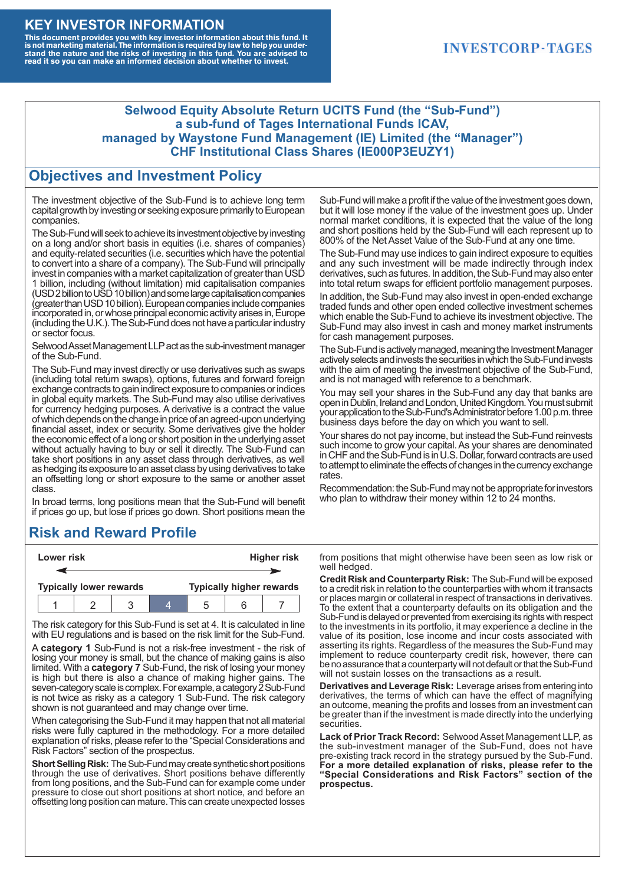# KEY INVESTOR INFORMATION

**This document provides you with key investor information about this fund. It is not marketing material. The information is required by law to help you understand the nature and the risks of investing in this fund. You are advised to read it so you can make an informed decision about whether to invest.**

INVESTCORP-TAGES

**Selwood Equity Absolute Return UCITS Fund (the "Sub-Fund")**
**a sub-fund of Tages International Funds ICAV,**
**managed by Waystone Fund Management (IE) Limited (the "Manager")**
**CHF Institutional Class Shares (IE000P3EUZY1)**

## Objectives and Investment Policy

The investment objective of the Sub-Fund is to achieve long term capital growth by investing or seeking exposure primarily to European companies.

The Sub-Fund will seek to achieve its investment objective by investing on a long and/or short basis in equities (i.e. shares of companies) and equity-related securities (i.e. securities which have the potential to convert into a share of a company). The Sub-Fund will principally invest in companies with a market capitalization of greater than USD 1 billion, including (without limitation) mid capitalisation companies (USD 2 billion to USD 10 billion) and some large capitalisation companies (greater than USD 10 billion). European companies include companies incorporated in, or whose principal economic activity arises in, Europe (including the U.K.). The Sub-Fund does not have a particular industry or sector focus.

Selwood Asset Management LLP act as the sub-investment manager of the Sub-Fund.

The Sub-Fund may invest directly or use derivatives such as swaps (including total return swaps), options, futures and forward foreign exchange contracts to gain indirect exposure to companies or indices in global equity markets. The Sub-Fund may also utilise derivatives for currency hedging purposes. A derivative is a contract the value of which depends on the change in price of an agreed-upon underlying financial asset, index or security. Some derivatives give the holder the economic effect of a long or short position in the underlying asset without actually having to buy or sell it directly. The Sub-Fund can take short positions in any asset class through derivatives, as well as hedging its exposure to an asset class by using derivatives to take an offsetting long or short exposure to the same or another asset class.

In broad terms, long positions mean that the Sub-Fund will benefit if prices go up, but lose if prices go down. Short positions mean the Sub-Fund will make a profit if the value of the investment goes down, but it will lose money if the value of the investment goes up. Under normal market conditions, it is expected that the value of the long and short positions held by the Sub-Fund will each represent up to 800% of the Net Asset Value of the Sub-Fund at any one time.

The Sub-Fund may use indices to gain indirect exposure to equities and any such investment will be made indirectly through index derivatives, such as futures. In addition, the Sub-Fund may also enter into total return swaps for efficient portfolio management purposes.

In addition, the Sub-Fund may also invest in open-ended exchange traded funds and other open ended collective investment schemes which enable the Sub-Fund to achieve its investment objective. The Sub-Fund may also invest in cash and money market instruments for cash management purposes.

The Sub-Fund is actively managed, meaning the Investment Manager actively selects and invests the securities in which the Sub-Fund invests with the aim of meeting the investment objective of the Sub-Fund, and is not managed with reference to a benchmark.

You may sell your shares in the Sub-Fund any day that banks are open in Dublin, Ireland and London, United Kingdom. You must submit your application to the Sub-Fund's Administrator before 1.00 p.m. three business days before the day on which you want to sell.

Your shares do not pay income, but instead the Sub-Fund reinvests such income to grow your capital. As your shares are denominated in CHF and the Sub-Fund is in U.S. Dollar, forward contracts are used to attempt to eliminate the effects of changes in the currency exchange rates.

Recommendation: the Sub-Fund may not be appropriate for investors who plan to withdraw their money within 12 to 24 months.

## Risk and Reward Profile

| **Lower risk** | | | | | | **Higher risk** |
|---|---|---|---|---|---|---|
| **Typically lower rewards** | | | | | | **Typically higher rewards** |
| 1 | 2 | 3 | **4** | 5 | 6 | 7 |

The risk category for this Sub-Fund is set at 4. It is calculated in line with EU regulations and is based on the risk limit for the Sub-Fund.

A **category 1** Sub-Fund is not a risk-free investment - the risk of losing your money is small, but the chance of making gains is also limited. With a **category 7** Sub-Fund, the risk of losing your money is high but there is also a chance of making higher gains. The seven-category scale is complex. For example, a category 2 Sub-Fund is not twice as risky as a category 1 Sub-Fund. The risk category shown is not guaranteed and may change over time.

When categorising the Sub-Fund it may happen that not all material risks were fully captured in the methodology. For a more detailed explanation of risks, please refer to the "Special Considerations and Risk Factors" section of the prospectus.

**Short Selling Risk:** The Sub-Fund may create synthetic short positions through the use of derivatives. Short positions behave differently from long positions, and the Sub-Fund can for example come under pressure to close out short positions at short notice, and before an offsetting long position can mature. This can create unexpected losses from positions that might otherwise have been seen as low risk or well hedged.

**Credit Risk and Counterparty Risk:** The Sub-Fund will be exposed to a credit risk in relation to the counterparties with whom it transacts or places margin or collateral in respect of transactions in derivatives. To the extent that a counterparty defaults on its obligation and the Sub-Fund is delayed or prevented from exercising its rights with respect to the investments in its portfolio, it may experience a decline in the value of its position, lose income and incur costs associated with asserting its rights. Regardless of the measures the Sub-Fund may implement to reduce counterparty credit risk, however, there can be no assurance that a counterparty will not default or that the Sub-Fund will not sustain losses on the transactions as a result.

**Derivatives and Leverage Risk:** Leverage arises from entering into derivatives, the terms of which can have the effect of magnifying an outcome, meaning the profits and losses from an investment can be greater than if the investment is made directly into the underlying securities.

**Lack of Prior Track Record:** Selwood Asset Management LLP, as the sub-investment manager of the Sub-Fund, does not have pre-existing track record in the strategy pursued by the Sub-Fund. **For a more detailed explanation of risks, please refer to the "Special Considerations and Risk Factors" section of the prospectus.**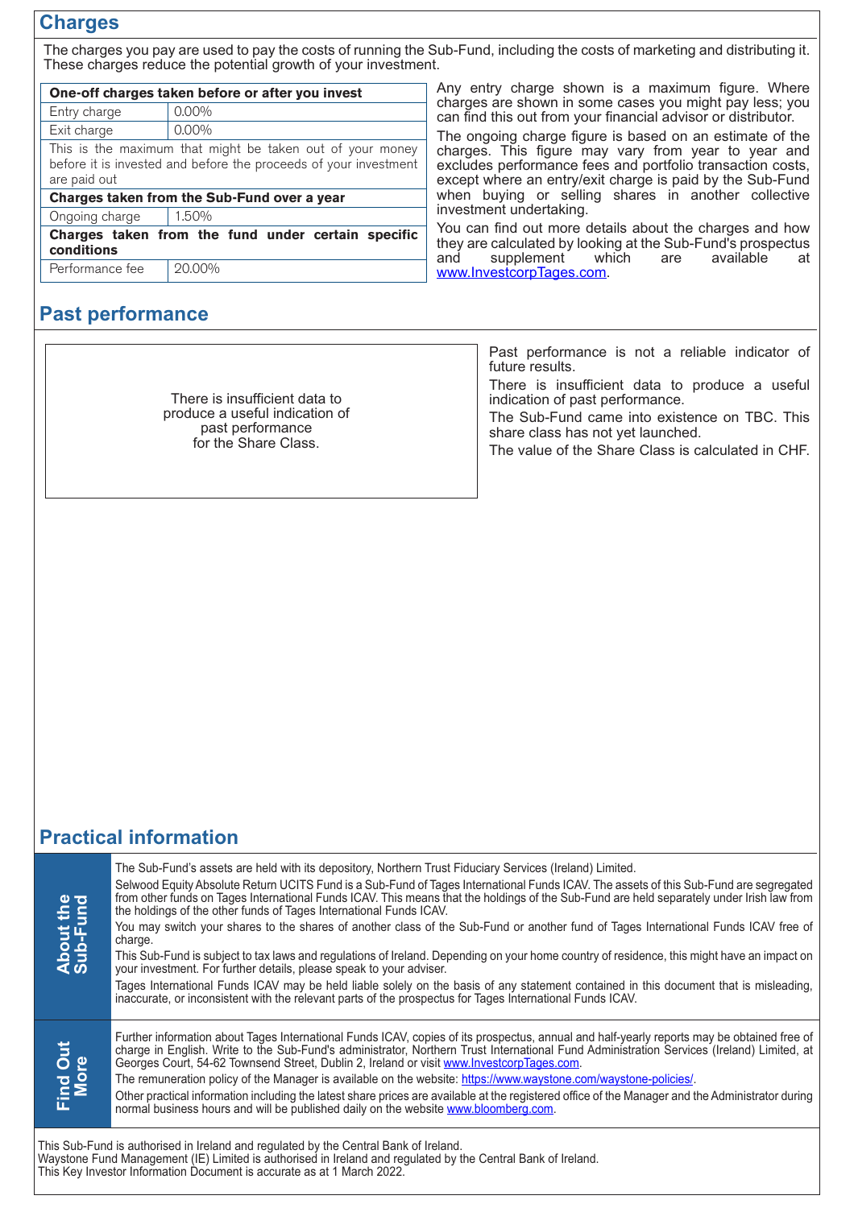## Charges

The charges you pay are used to pay the costs of running the Sub-Fund, including the costs of marketing and distributing it. These charges reduce the potential growth of your investment.

| | |
|---|---|
| **One-off charges taken before or after you invest** | |
| Entry charge | 0.00% |
| Exit charge | 0.00% |
| This is the maximum that might be taken out of your money before it is invested and before the proceeds of your investment are paid out | |
| **Charges taken from the Sub-Fund over a year** | |
| Ongoing charge | 1.50% |
| **Charges taken from the fund under certain specific conditions** | |
| Performance fee | 20.00% |

Any entry charge shown is a maximum figure. Where charges are shown in some cases you might pay less; you can find this out from your financial advisor or distributor.

The ongoing charge figure is based on an estimate of the charges. This figure may vary from year to year and excludes performance fees and portfolio transaction costs, except where an entry/exit charge is paid by the Sub-Fund when buying or selling shares in another collective investment undertaking.

You can find out more details about the charges and how they are calculated by looking at the Sub-Fund's prospectus and supplement which are available at www.InvestcorpTages.com.

## Past performance

There is insufficient data to produce a useful indication of past performance for the Share Class.

Past performance is not a reliable indicator of future results.

There is insufficient data to produce a useful indication of past performance.

The Sub-Fund came into existence on TBC. This share class has not yet launched.

The value of the Share Class is calculated in CHF.

## Practical information

### About the Sub-Fund

The Sub-Fund's assets are held with its depository, Northern Trust Fiduciary Services (Ireland) Limited.

Selwood Equity Absolute Return UCITS Fund is a Sub-Fund of Tages International Funds ICAV. The assets of this Sub-Fund are segregated from other funds on Tages International Funds ICAV. This means that the holdings of the Sub-Fund are held separately under Irish law from the holdings of the other funds of Tages International Funds ICAV.

You may switch your shares to the shares of another class of the Sub-Fund or another fund of Tages International Funds ICAV free of charge.

This Sub-Fund is subject to tax laws and regulations of Ireland. Depending on your home country of residence, this might have an impact on your investment. For further details, please speak to your adviser.

Tages International Funds ICAV may be held liable solely on the basis of any statement contained in this document that is misleading, inaccurate, or inconsistent with the relevant parts of the prospectus for Tages International Funds ICAV.

### Find Out More

Further information about Tages International Funds ICAV, copies of its prospectus, annual and half-yearly reports may be obtained free of charge in English. Write to the Sub-Fund's administrator, Northern Trust International Fund Administration Services (Ireland) Limited, at Georges Court, 54-62 Townsend Street, Dublin 2, Ireland or visit www.InvestcorpTages.com.

The remuneration policy of the Manager is available on the website: https://www.waystone.com/waystone-policies/.

Other practical information including the latest share prices are available at the registered office of the Manager and the Administrator during normal business hours and will be published daily on the website www.bloomberg.com.

This Sub-Fund is authorised in Ireland and regulated by the Central Bank of Ireland.
Waystone Fund Management (IE) Limited is authorised in Ireland and regulated by the Central Bank of Ireland.
This Key Investor Information Document is accurate as at 1 March 2022.